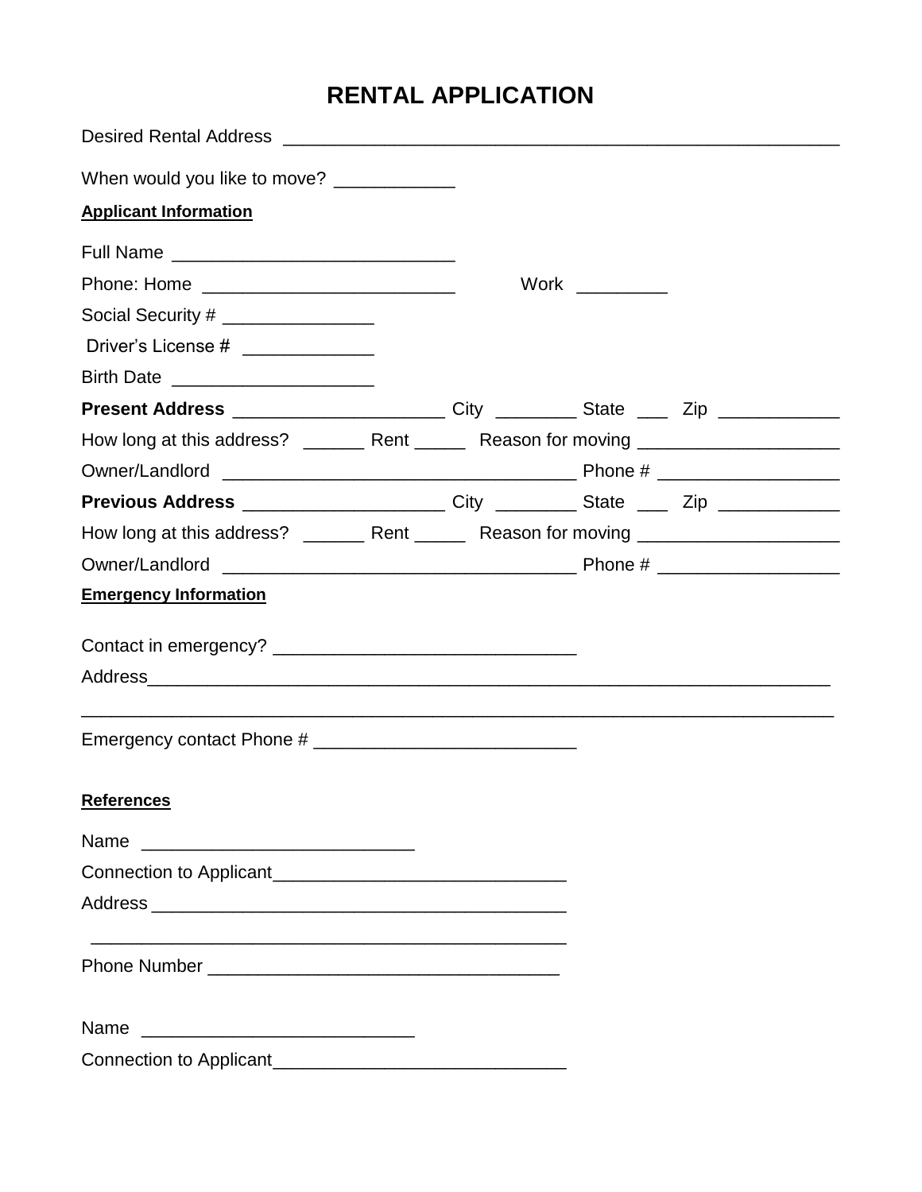# RENTAL APPLICATION

Desired Rental Address ________________________________________________________

When would you like to move? ____________

**Applicant Information**

Full Name ____________________________

Phone: Home _________________________ Work _________

Social Security # _______________

Driver's License # _____________

Birth Date ____________________

**Present Address** ____________________ City ________ State ___ Zip ___________

How long at this address? ______ Rent _____ Reason for moving ___________________

Owner/Landlord __________________________________ Phone # _________________

**Previous Address** ___________________ City ________ State ___ Zip ___________

How long at this address? ______ Rent _____ Reason for moving ___________________

Owner/Landlord __________________________________ Phone # _________________

**Emergency Information**

Contact in emergency? ______________________________

Address_________________________________________________________________

_________________________________________________________________________

Emergency contact Phone # __________________________

**References**

Name __________________________

Connection to Applicant_____________________________

Address _________________________________________

_______________________________________________

Phone Number __________________________________

Name __________________________

Connection to Applicant_____________________________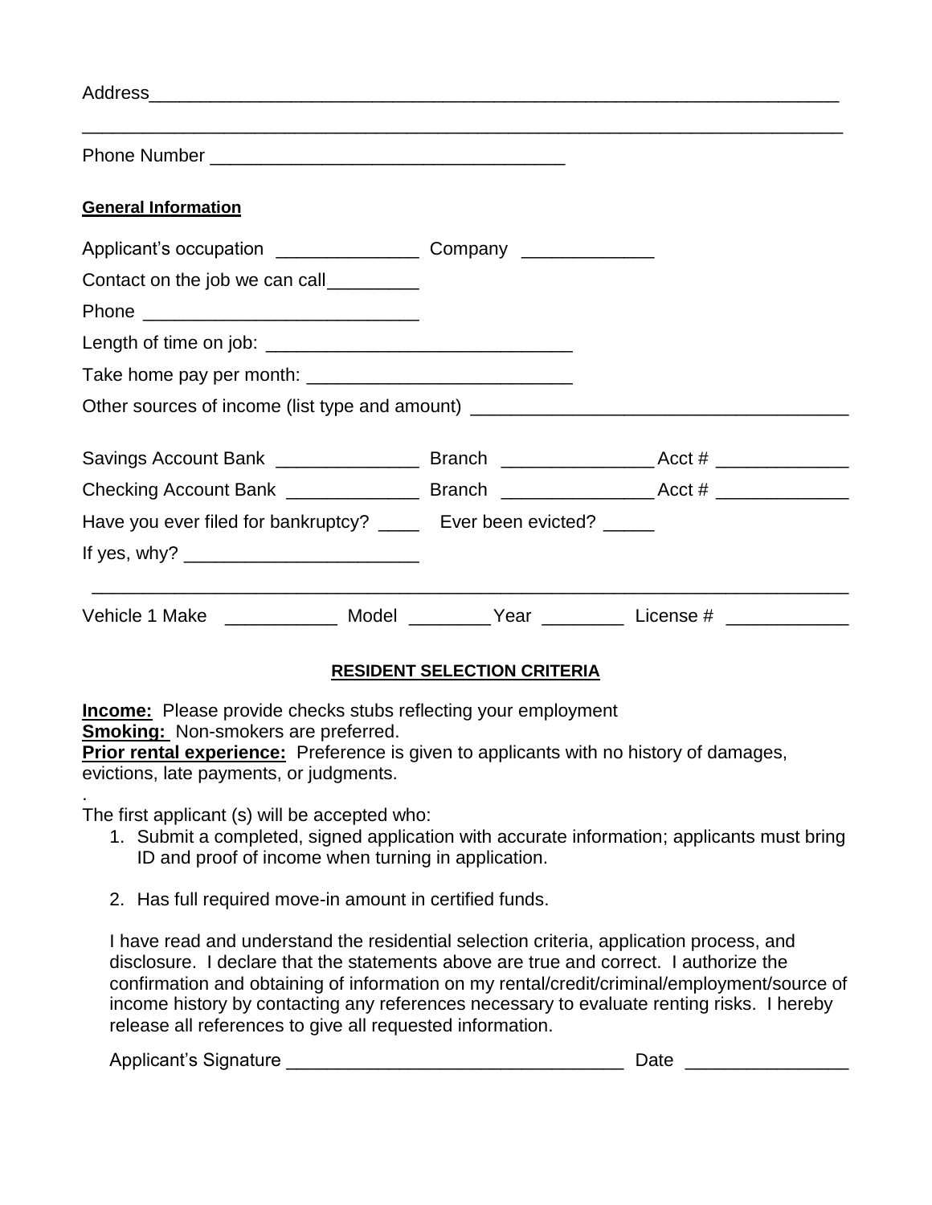Address___________________________________________________________________________

___________________________________________________________________________

Phone Number ___________________________________

**General Information**

Applicant's occupation ______________ Company _____________

Contact on the job we can call_________

Phone ___________________________

Length of time on job: ______________________________

Take home pay per month: __________________________

Other sources of income (list type and amount) ____________________________________

Savings Account Bank ______________ Branch _______________ Acct # _____________

Checking Account Bank _____________ Branch _______________ Acct # _____________

Have you ever filed for bankruptcy? ____ Ever been evicted? _____

If yes, why? _______________________

___________________________________________________________________________

Vehicle 1 Make ___________ Model ________ Year ________ License # ____________

**RESIDENT SELECTION CRITERIA**

**Income:** Please provide checks stubs reflecting your employment
**Smoking:** Non-smokers are preferred.
**Prior rental experience:** Preference is given to applicants with no history of damages, evictions, late payments, or judgments.

.
The first applicant (s) will be accepted who:

1. Submit a completed, signed application with accurate information; applicants must bring ID and proof of income when turning in application.

2. Has full required move-in amount in certified funds.

I have read and understand the residential selection criteria, application process, and disclosure. I declare that the statements above are true and correct. I authorize the confirmation and obtaining of information on my rental/credit/criminal/employment/source of income history by contacting any references necessary to evaluate renting risks. I hereby release all references to give all requested information.

Applicant's Signature _________________________________ Date ________________